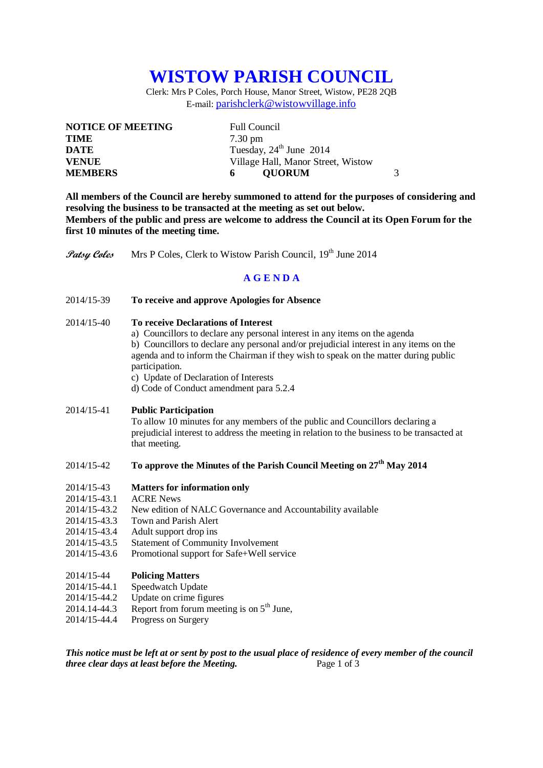# WISTOW PARISH COUNCIL

Clerk: Mrs P Coles, Porch House, Manor Street, Wistow, PE28 2QB
E-mail: parishclerk@wistowvillage.info

| | | | |
|---|---|---|---|
| **NOTICE OF MEETING** | Full Council | | |
| **TIME** | 7.30 pm | | |
| **DATE** | Tuesday, 24th June 2014 | | |
| **VENUE** | Village Hall, Manor Street, Wistow | | |
| **MEMBERS** | **6** | **QUORUM** | 3 |

**All members of the Council are hereby summoned to attend for the purposes of considering and resolving the business to be transacted at the meeting as set out below.**
**Members of the public and press are welcome to address the Council at its Open Forum for the first 10 minutes of the meeting time.**

*Patsy Coles* Mrs P Coles, Clerk to Wistow Parish Council, 19th June 2014

## A G E N D A

2014/15-39 **To receive and approve Apologies for Absence**

2014/15-40 **To receive Declarations of Interest**
a) Councillors to declare any personal interest in any items on the agenda
b) Councillors to declare any personal and/or prejudicial interest in any items on the agenda and to inform the Chairman if they wish to speak on the matter during public participation.
c) Update of Declaration of Interests
d) Code of Conduct amendment para 5.2.4

2014/15-41 **Public Participation**
To allow 10 minutes for any members of the public and Councillors declaring a prejudicial interest to address the meeting in relation to the business to be transacted at that meeting.

2014/15-42 **To approve the Minutes of the Parish Council Meeting on 27th May 2014**

2014/15-43 **Matters for information only**
2014/15-43.1 ACRE News
2014/15-43.2 New edition of NALC Governance and Accountability available
2014/15-43.3 Town and Parish Alert
2014/15-43.4 Adult support drop ins
2014/15-43.5 Statement of Community Involvement
2014/15-43.6 Promotional support for Safe+Well service

2014/15-44 **Policing Matters**
2014/15-44.1 Speedwatch Update
2014/15-44.2 Update on crime figures
2014.14-44.3 Report from forum meeting is on 5th June,
2014/15-44.4 Progress on Surgery

***This notice must be left at or sent by post to the usual place of residence of every member of the council three clear days at least before the Meeting.***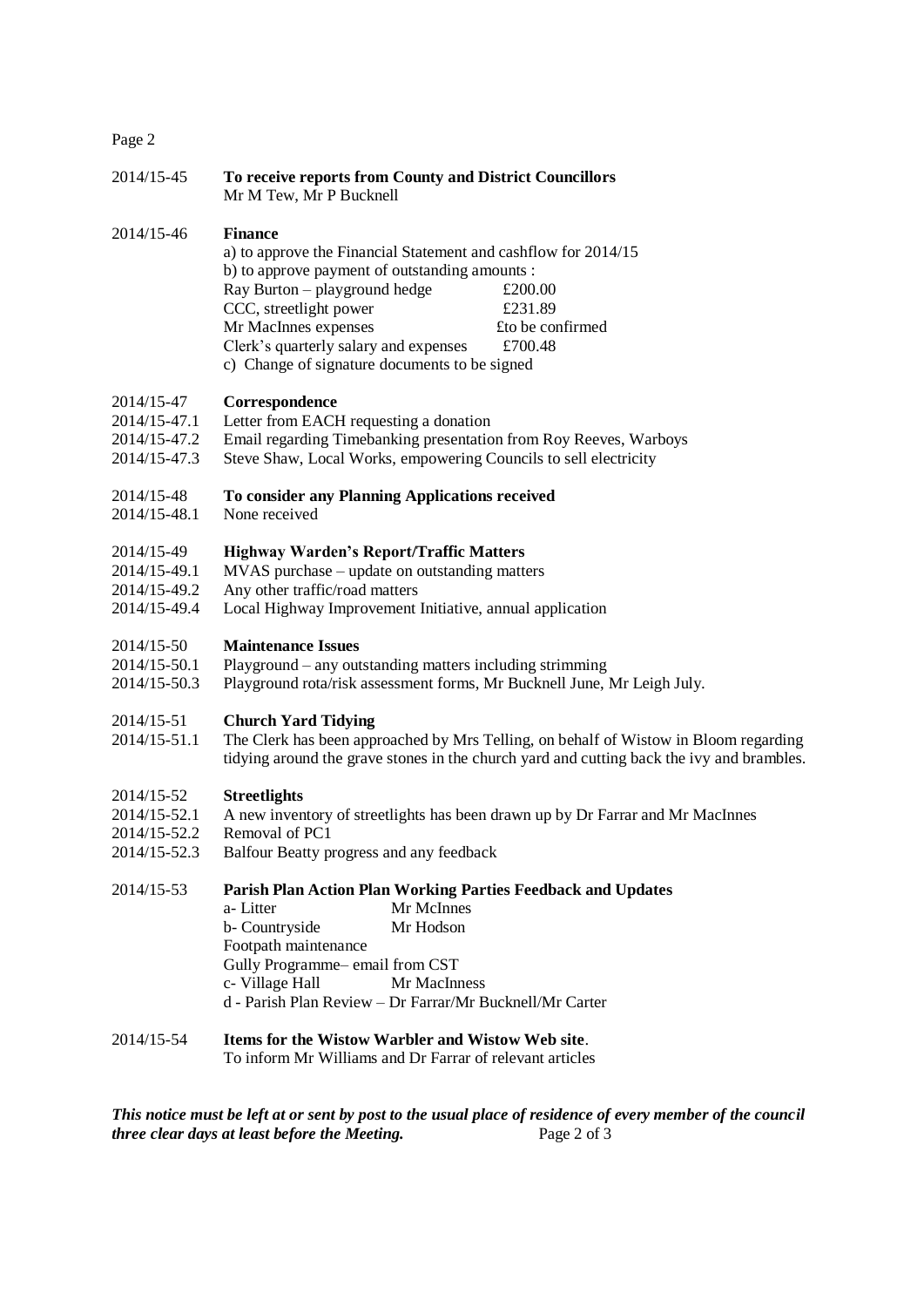2014/15-45 **To receive reports from County and District Councillors**
Mr M Tew, Mr P Bucknell

2014/15-46 **Finance**
a) to approve the Financial Statement and cashflow for 2014/15
b) to approve payment of outstanding amounts :

| | |
|---|---|
| Ray Burton – playground hedge | £200.00 |
| CCC, streetlight power | £231.89 |
| Mr MacInnes expenses | £to be confirmed |
| Clerk's quarterly salary and expenses | £700.48 |

c) Change of signature documents to be signed

2014/15-47 **Correspondence**
2014/15-47.1 Letter from EACH requesting a donation
2014/15-47.2 Email regarding Timebanking presentation from Roy Reeves, Warboys
2014/15-47.3 Steve Shaw, Local Works, empowering Councils to sell electricity

2014/15-48 **To consider any Planning Applications received**
2014/15-48.1 None received

2014/15-49 **Highway Warden's Report/Traffic Matters**
2014/15-49.1 MVAS purchase – update on outstanding matters
2014/15-49.2 Any other traffic/road matters
2014/15-49.4 Local Highway Improvement Initiative, annual application

2014/15-50 **Maintenance Issues**
2014/15-50.1 Playground – any outstanding matters including strimming
2014/15-50.3 Playground rota/risk assessment forms, Mr Bucknell June, Mr Leigh July.

2014/15-51 **Church Yard Tidying**
2014/15-51.1 The Clerk has been approached by Mrs Telling, on behalf of Wistow in Bloom regarding tidying around the grave stones in the church yard and cutting back the ivy and brambles.

2014/15-52 **Streetlights**
2014/15-52.1 A new inventory of streetlights has been drawn up by Dr Farrar and Mr MacInnes
2014/15-52.2 Removal of PC1
2014/15-52.3 Balfour Beatty progress and any feedback

2014/15-53 **Parish Plan Action Plan Working Parties Feedback and Updates**
a- Litter Mr McInnes
b- Countryside Mr Hodson
Footpath maintenance
Gully Programme– email from CST
c- Village Hall Mr MacInness
d - Parish Plan Review – Dr Farrar/Mr Bucknell/Mr Carter

2014/15-54 **Items for the Wistow Warbler and Wistow Web site**.
To inform Mr Williams and Dr Farrar of relevant articles

***This notice must be left at or sent by post to the usual place of residence of every member of the council three clear days at least before the Meeting.***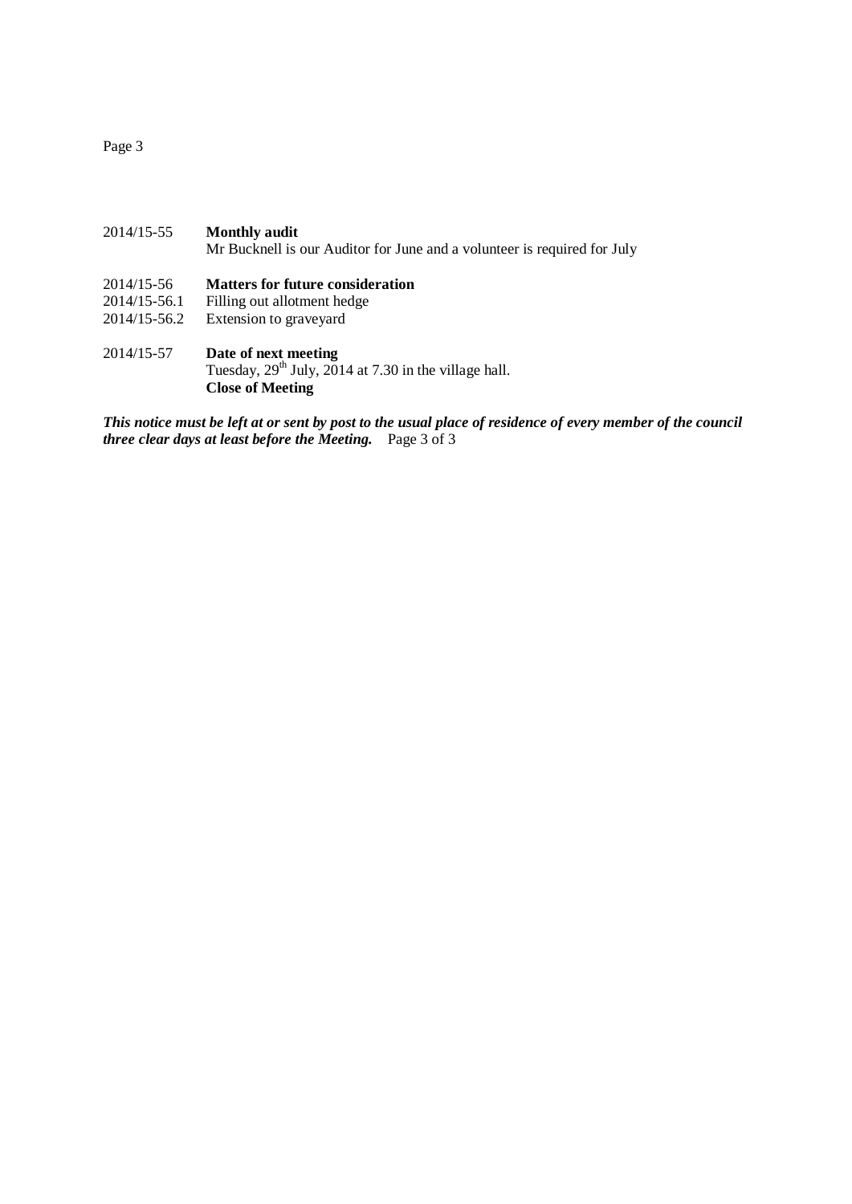2014/15-55 **Monthly audit**
Mr Bucknell is our Auditor for June and a volunteer is required for July

2014/15-56 **Matters for future consideration**
2014/15-56.1 Filling out allotment hedge
2014/15-56.2 Extension to graveyard

2014/15-57 **Date of next meeting**
Tuesday, 29th July, 2014 at 7.30 in the village hall.
**Close of Meeting**

***This notice must be left at or sent by post to the usual place of residence of every member of the council three clear days at least before the Meeting.***